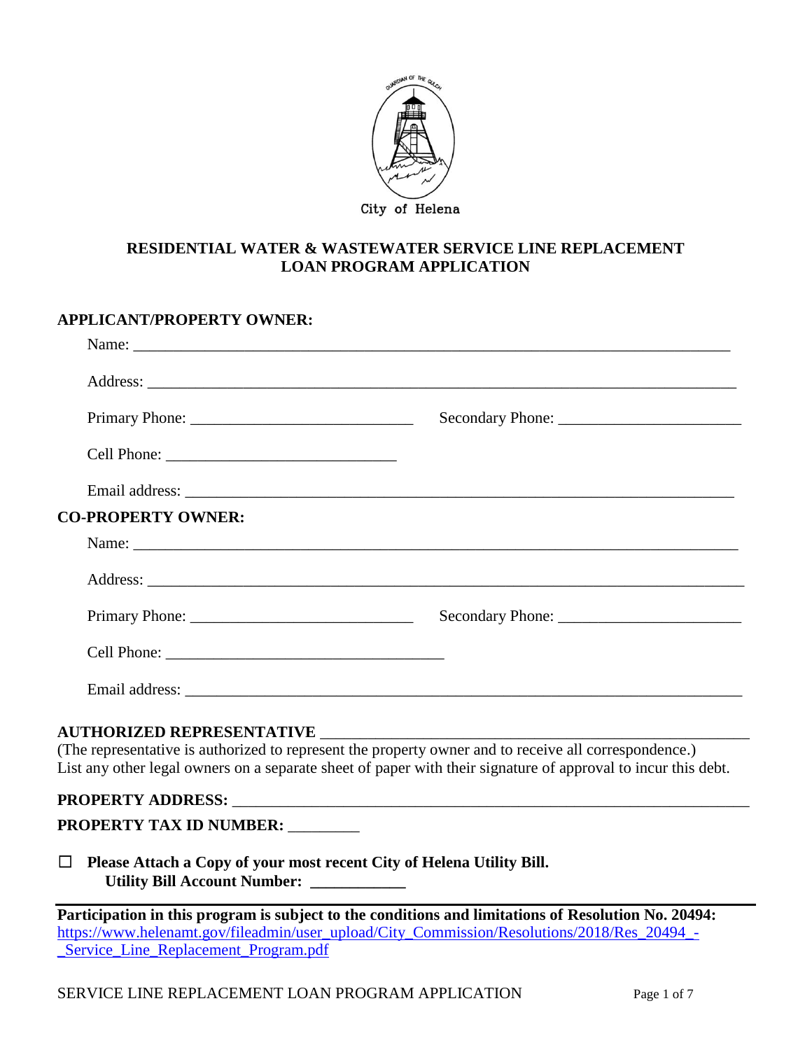City of Helena

# RESIDENTIAL WATER & WASTEWATER SERVICE LINE REPLACEMENT LOAN PROGRAM APPLICATION

**APPLICANT/PROPERTY OWNER:**

Name: ___________________________________________________________________________

Address: _________________________________________________________________________

Primary Phone: ____________________________ Secondary Phone: ______________________

Cell Phone: ____________________________

Email address: ____________________________________________________________________

**CO-PROPERTY OWNER:**

Name: ___________________________________________________________________________

Address: _________________________________________________________________________

Primary Phone: ____________________________ Secondary Phone: ______________________

Cell Phone: ____________________________________

Email address: ____________________________________________________________________

**AUTHORIZED REPRESENTATIVE** ________________________________________________________

(The representative is authorized to represent the property owner and to receive all correspondence.)
List any other legal owners on a separate sheet of paper with their signature of approval to incur this debt.

**PROPERTY ADDRESS:** ______________________________________________________________

**PROPERTY TAX ID NUMBER:** _________

☐ **Please Attach a Copy of your most recent City of Helena Utility Bill.**
**Utility Bill Account Number: ____________**

---

**Participation in this program is subject to the conditions and limitations of Resolution No. 20494:**
[https://www.helenamt.gov/fileadmin/user_upload/City_Commission/Resolutions/2018/Res_20494_-_Service_Line_Replacement_Program.pdf](https://www.helenamt.gov/fileadmin/user_upload/City_Commission/Resolutions/2018/Res_20494_-_Service_Line_Replacement_Program.pdf)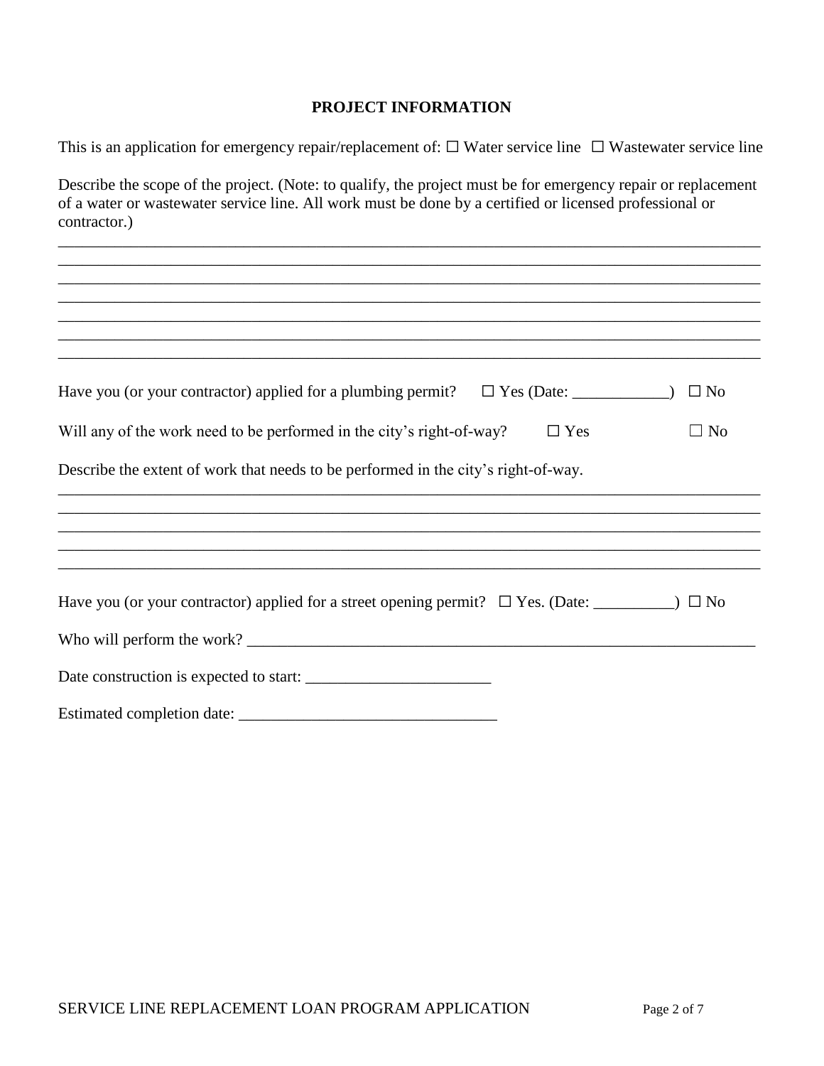## PROJECT INFORMATION

This is an application for emergency repair/replacement of: ☐ Water service line ☐ Wastewater service line

Describe the scope of the project. (Note: to qualify, the project must be for emergency repair or replacement of a water or wastewater service line. All work must be done by a certified or licensed professional or contractor.)

_______________________________________________________________________________
_______________________________________________________________________________
_______________________________________________________________________________
_______________________________________________________________________________
_______________________________________________________________________________
_______________________________________________________________________________
_______________________________________________________________________________

Have you (or your contractor) applied for a plumbing permit? ☐ Yes (Date: ____________) ☐ No

Will any of the work need to be performed in the city's right-of-way? ☐ Yes ☐ No

Describe the extent of work that needs to be performed in the city's right-of-way.

_______________________________________________________________________________
_______________________________________________________________________________
_______________________________________________________________________________
_______________________________________________________________________________
_______________________________________________________________________________

Have you (or your contractor) applied for a street opening permit? ☐ Yes. (Date: __________) ☐ No

Who will perform the work? _______________________________________________________________

Date construction is expected to start: _______________________

Estimated completion date: _______________________________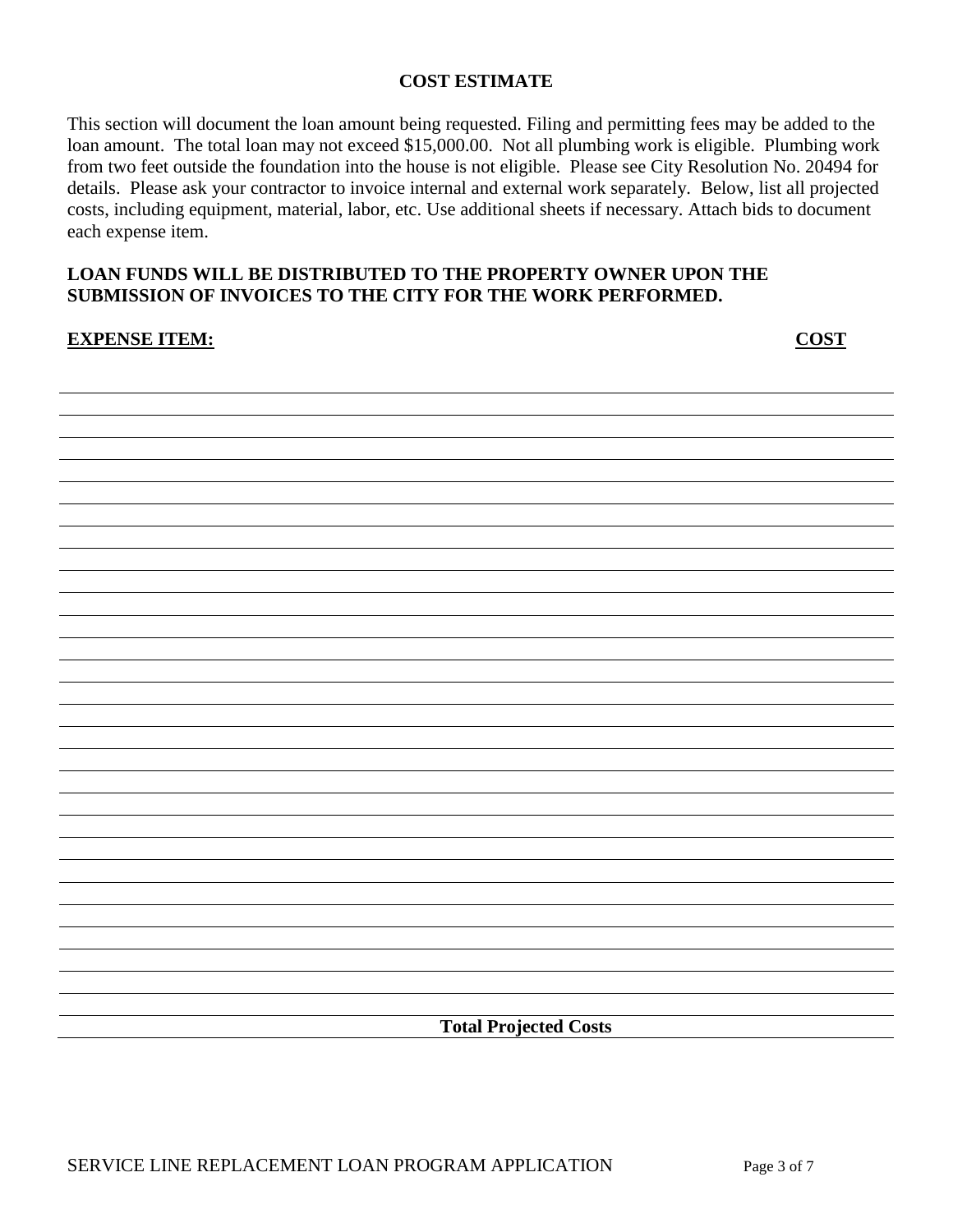## COST ESTIMATE

This section will document the loan amount being requested. Filing and permitting fees may be added to the loan amount. The total loan may not exceed $15,000.00. Not all plumbing work is eligible. Plumbing work from two feet outside the foundation into the house is not eligible. Please see City Resolution No. 20494 for details. Please ask your contractor to invoice internal and external work separately. Below, list all projected costs, including equipment, material, labor, etc. Use additional sheets if necessary. Attach bids to document each expense item.

**LOAN FUNDS WILL BE DISTRIBUTED TO THE PROPERTY OWNER UPON THE SUBMISSION OF INVOICES TO THE CITY FOR THE WORK PERFORMED.**

| **EXPENSE ITEM:** | **COST** |
| --- | --- |
| | |
| | |
| | |
| | |
| | |
| | |
| | |
| | |
| | |
| | |
| | |
| | |
| | |
| | |
| | |
| | |
| | |
| | |
| | |
| | |
| | |
| | |
| | |
| | |
| | |
| | |
| | |
| | |
| | |
| **Total Projected Costs** | |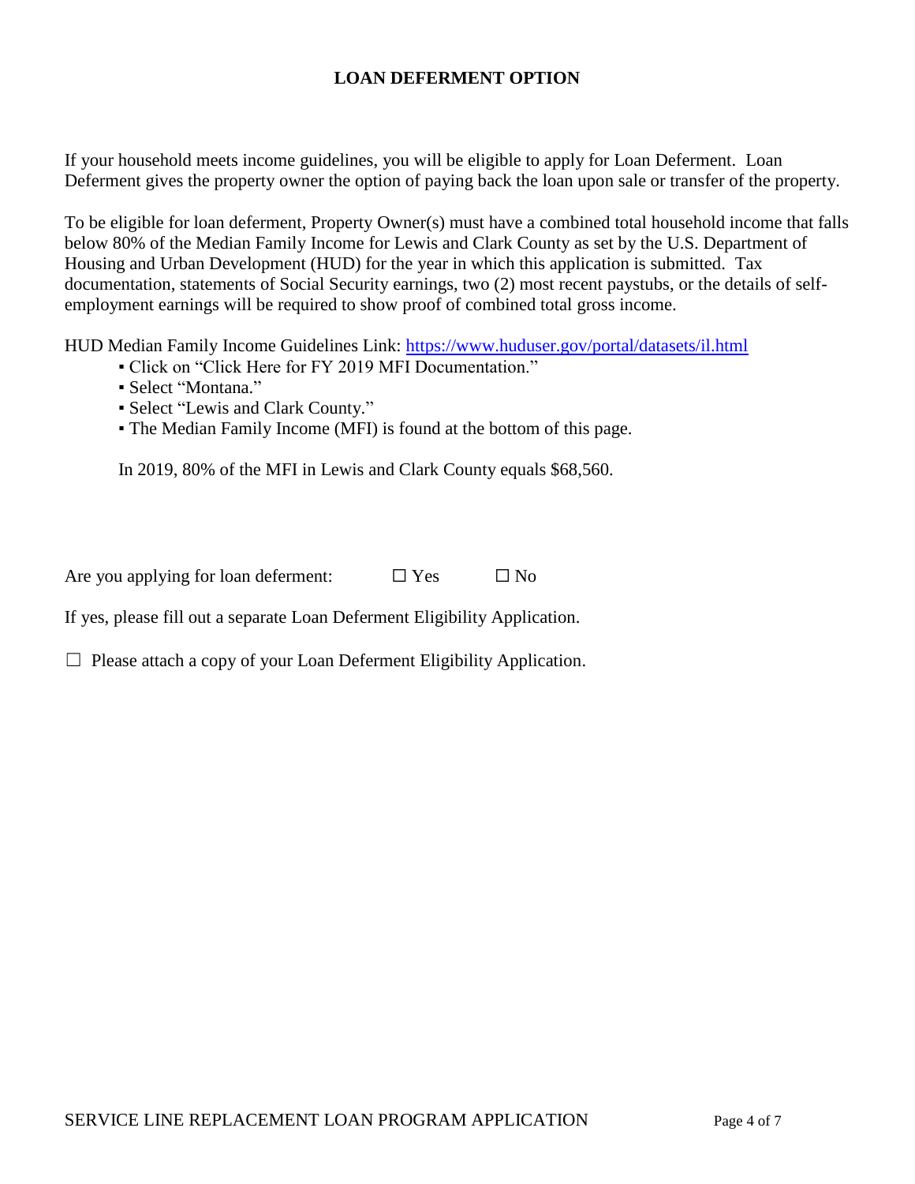## LOAN DEFERMENT OPTION

If your household meets income guidelines, you will be eligible to apply for Loan Deferment. Loan Deferment gives the property owner the option of paying back the loan upon sale or transfer of the property.

To be eligible for loan deferment, Property Owner(s) must have a combined total household income that falls below 80% of the Median Family Income for Lewis and Clark County as set by the U.S. Department of Housing and Urban Development (HUD) for the year in which this application is submitted. Tax documentation, statements of Social Security earnings, two (2) most recent paystubs, or the details of self-employment earnings will be required to show proof of combined total gross income.

HUD Median Family Income Guidelines Link: [https://www.huduser.gov/portal/datasets/il.html](https://www.huduser.gov/portal/datasets/il.html)

- Click on "Click Here for FY 2019 MFI Documentation."
- Select "Montana."
- Select "Lewis and Clark County."
- The Median Family Income (MFI) is found at the bottom of this page.

In 2019, 80% of the MFI in Lewis and Clark County equals $68,560.

Are you applying for loan deferment: ☐ Yes ☐ No

If yes, please fill out a separate Loan Deferment Eligibility Application.

☐ Please attach a copy of your Loan Deferment Eligibility Application.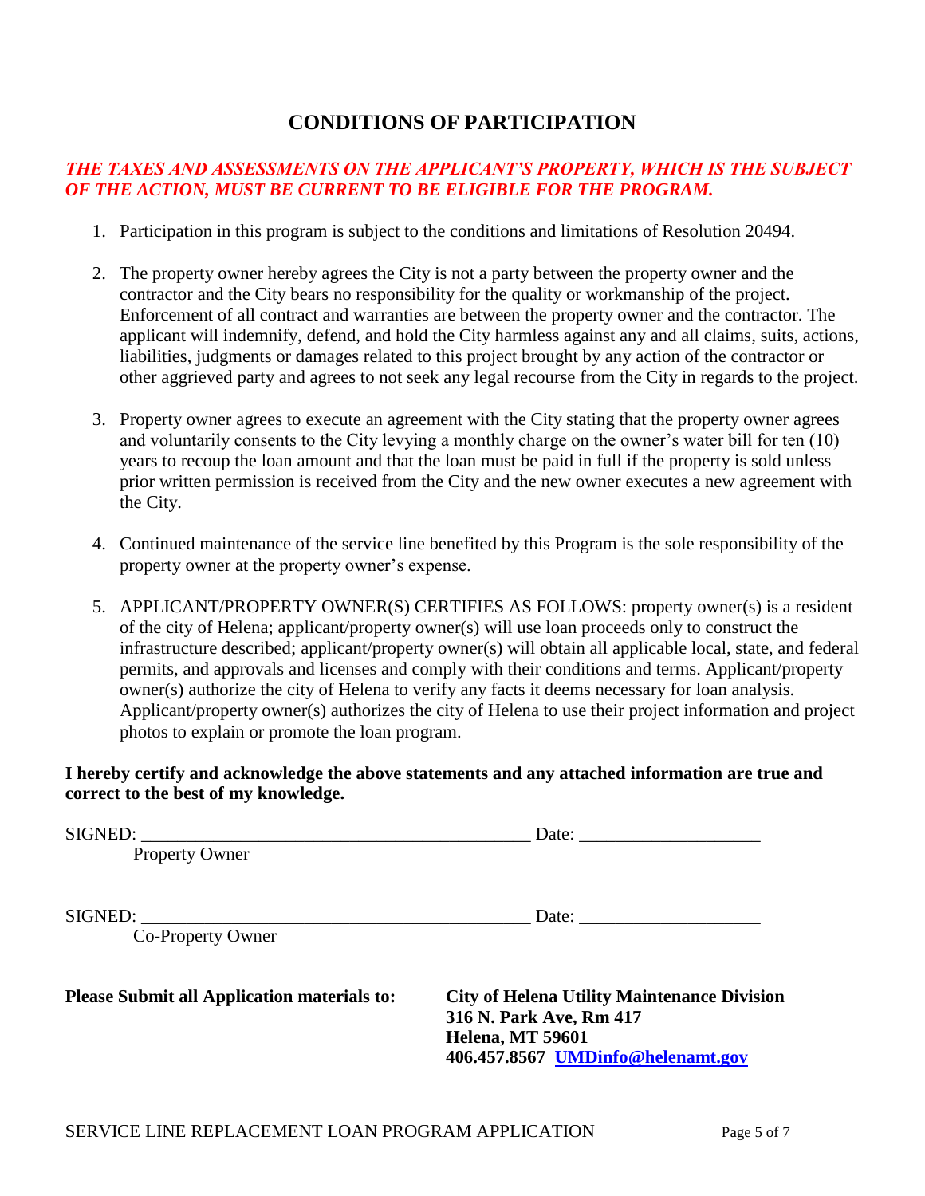# CONDITIONS OF PARTICIPATION

***THE TAXES AND ASSESSMENTS ON THE APPLICANT'S PROPERTY, WHICH IS THE SUBJECT OF THE ACTION, MUST BE CURRENT TO BE ELIGIBLE FOR THE PROGRAM.***

1. Participation in this program is subject to the conditions and limitations of Resolution 20494.

2. The property owner hereby agrees the City is not a party between the property owner and the contractor and the City bears no responsibility for the quality or workmanship of the project. Enforcement of all contract and warranties are between the property owner and the contractor. The applicant will indemnify, defend, and hold the City harmless against any and all claims, suits, actions, liabilities, judgments or damages related to this project brought by any action of the contractor or other aggrieved party and agrees to not seek any legal recourse from the City in regards to the project.

3. Property owner agrees to execute an agreement with the City stating that the property owner agrees and voluntarily consents to the City levying a monthly charge on the owner's water bill for ten (10) years to recoup the loan amount and that the loan must be paid in full if the property is sold unless prior written permission is received from the City and the new owner executes a new agreement with the City.

4. Continued maintenance of the service line benefited by this Program is the sole responsibility of the property owner at the property owner's expense.

5. APPLICANT/PROPERTY OWNER(S) CERTIFIES AS FOLLOWS: property owner(s) is a resident of the city of Helena; applicant/property owner(s) will use loan proceeds only to construct the infrastructure described; applicant/property owner(s) will obtain all applicable local, state, and federal permits, and approvals and licenses and comply with their conditions and terms. Applicant/property owner(s) authorize the city of Helena to verify any facts it deems necessary for loan analysis. Applicant/property owner(s) authorizes the city of Helena to use their project information and project photos to explain or promote the loan program.

**I hereby certify and acknowledge the above statements and any attached information are true and correct to the best of my knowledge.**

SIGNED: ____________________________________________ Date: ____________________
Property Owner

SIGNED: ____________________________________________ Date: ____________________
Co-Property Owner

**Please Submit all Application materials to:**

**City of Helena Utility Maintenance Division**
**316 N. Park Ave, Rm 417**
**Helena, MT 59601**
**406.457.8567 UMDinfo@helenamt.gov**

SERVICE LINE REPLACEMENT LOAN PROGRAM APPLICATION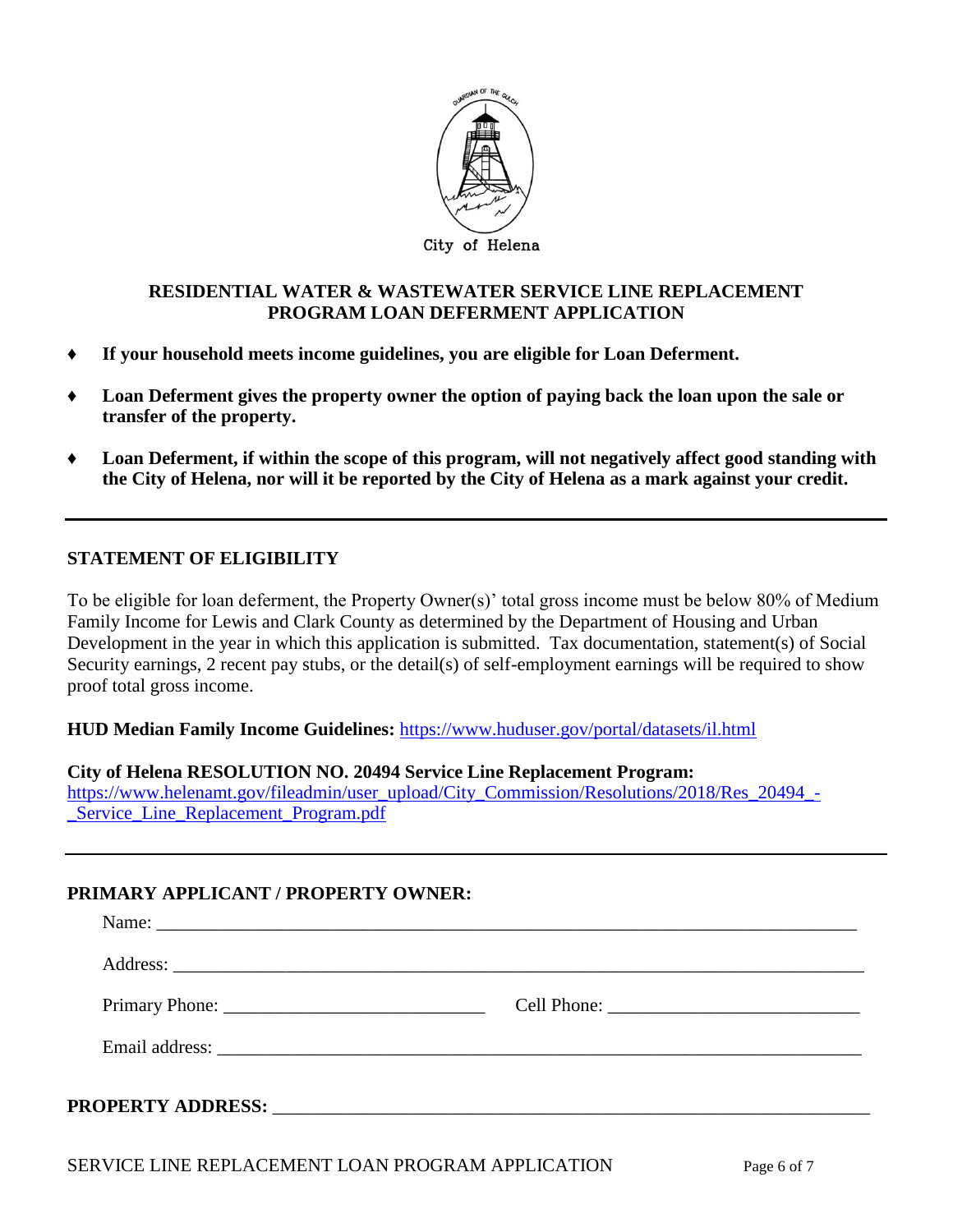City of Helena

## RESIDENTIAL WATER & WASTEWATER SERVICE LINE REPLACEMENT PROGRAM LOAN DEFERMENT APPLICATION

- **If your household meets income guidelines, you are eligible for Loan Deferment.**
- **Loan Deferment gives the property owner the option of paying back the loan upon the sale or transfer of the property.**
- **Loan Deferment, if within the scope of this program, will not negatively affect good standing with the City of Helena, nor will it be reported by the City of Helena as a mark against your credit.**

---

### STATEMENT OF ELIGIBILITY

To be eligible for loan deferment, the Property Owner(s)' total gross income must be below 80% of Medium Family Income for Lewis and Clark County as determined by the Department of Housing and Urban Development in the year in which this application is submitted. Tax documentation, statement(s) of Social Security earnings, 2 recent pay stubs, or the detail(s) of self-employment earnings will be required to show proof total gross income.

**HUD Median Family Income Guidelines:** https://www.huduser.gov/portal/datasets/il.html

**City of Helena RESOLUTION NO. 20494 Service Line Replacement Program:**
https://www.helenamt.gov/fileadmin/user_upload/City_Commission/Resolutions/2018/Res_20494_-_Service_Line_Replacement_Program.pdf

---

### PRIMARY APPLICANT / PROPERTY OWNER:

Name: ______________________________________________________________

Address: ____________________________________________________________

Primary Phone: ________________________ Cell Phone: ________________________

Email address: _________________________________________________________

**PROPERTY ADDRESS:** ____________________________________________________

SERVICE LINE REPLACEMENT LOAN PROGRAM APPLICATION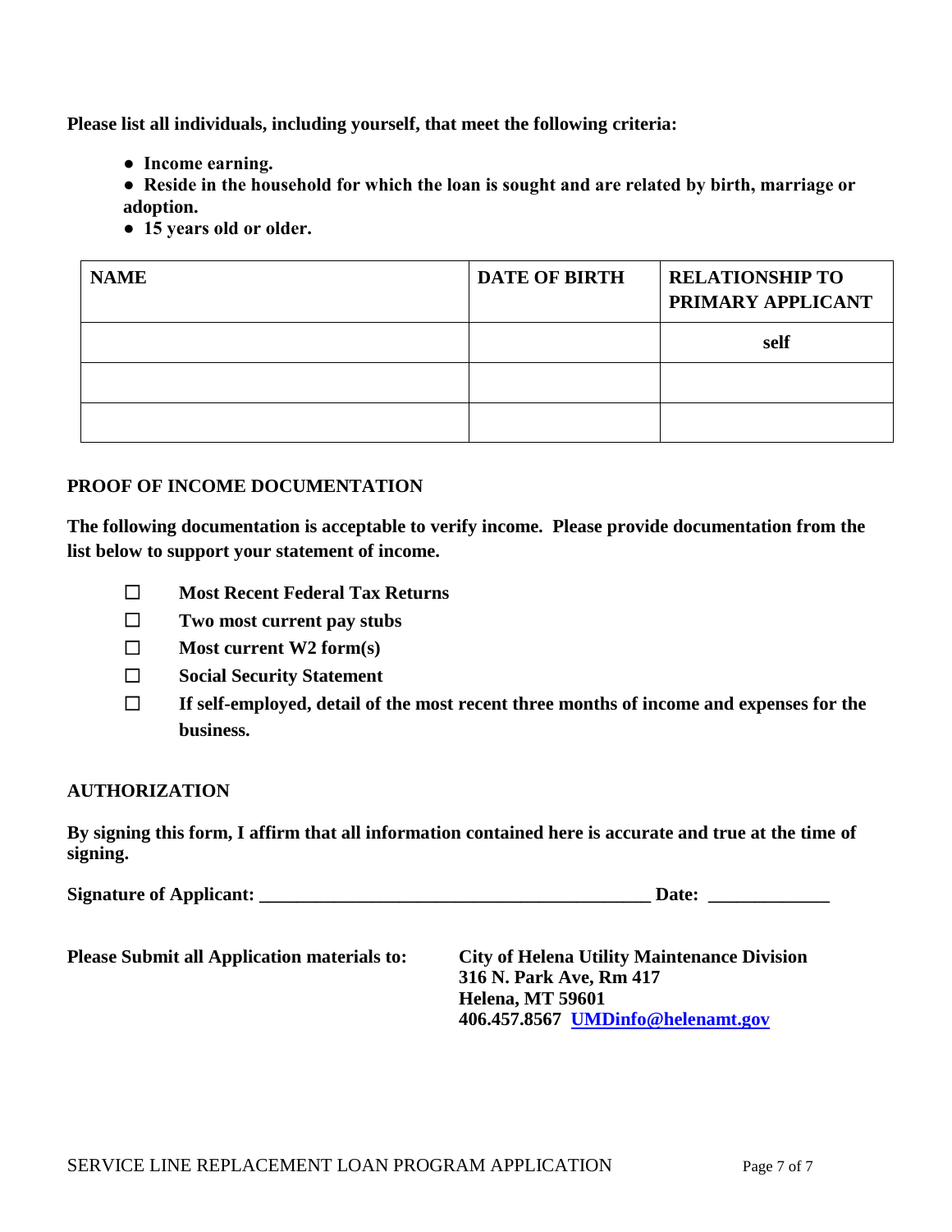**Please list all individuals, including yourself, that meet the following criteria:**

- **Income earning.**
- **Reside in the household for which the loan is sought and are related by birth, marriage or adoption.**
- **15 years old or older.**

| NAME | DATE OF BIRTH | RELATIONSHIP TO PRIMARY APPLICANT |
|---|---|---|
| | | self |
| | | |
| | | |

## PROOF OF INCOME DOCUMENTATION

**The following documentation is acceptable to verify income. Please provide documentation from the list below to support your statement of income.**

- ☐ **Most Recent Federal Tax Returns**
- ☐ **Two most current pay stubs**
- ☐ **Most current W2 form(s)**
- ☐ **Social Security Statement**
- ☐ **If self-employed, detail of the most recent three months of income and expenses for the business.**

## AUTHORIZATION

**By signing this form, I affirm that all information contained here is accurate and true at the time of signing.**

**Signature of Applicant: ___________________________________________ Date: _____________**

**Please Submit all Application materials to:**

**City of Helena Utility Maintenance Division**
**316 N. Park Ave, Rm 417**
**Helena, MT 59601**
**406.457.8567 UMDinfo@helenamt.gov**

SERVICE LINE REPLACEMENT LOAN PROGRAM APPLICATION